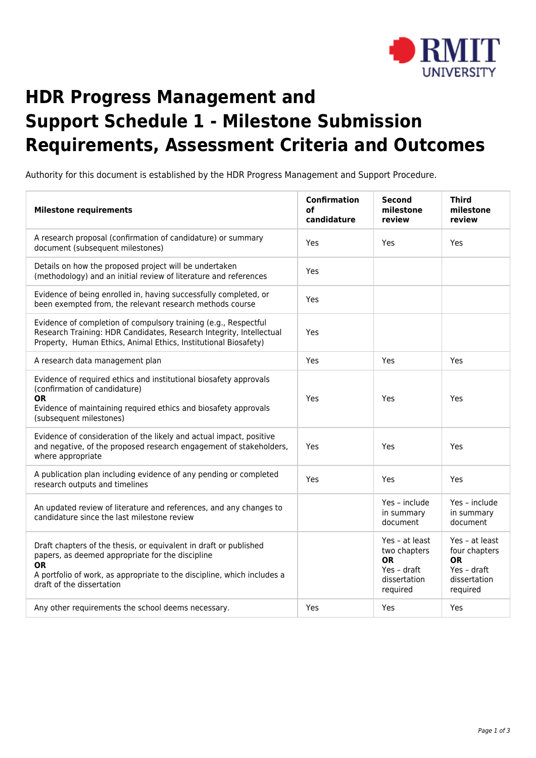# HDR Progress Management and Support Schedule 1 - Milestone Submission Requirements, Assessment Criteria and Outcomes

Authority for this document is established by the HDR Progress Management and Support Procedure.

| Milestone requirements | Confirmation of candidature | Second milestone review | Third milestone review |
|---|---|---|---|
| A research proposal (confirmation of candidature) or summary document (subsequent milestones) | Yes | Yes | Yes |
| Details on how the proposed project will be undertaken (methodology) and an initial review of literature and references | Yes | | |
| Evidence of being enrolled in, having successfully completed, or been exempted from, the relevant research methods course | Yes | | |
| Evidence of completion of compulsory training (e.g., Respectful Research Training: HDR Candidates, Research Integrity, Intellectual Property, Human Ethics, Animal Ethics, Institutional Biosafety) | Yes | | |
| A research data management plan | Yes | Yes | Yes |
| Evidence of required ethics and institutional biosafety approvals (confirmation of candidature)<br>**OR**<br>Evidence of maintaining required ethics and biosafety approvals (subsequent milestones) | Yes | Yes | Yes |
| Evidence of consideration of the likely and actual impact, positive and negative, of the proposed research engagement of stakeholders, where appropriate | Yes | Yes | Yes |
| A publication plan including evidence of any pending or completed research outputs and timelines | Yes | Yes | Yes |
| An updated review of literature and references, and any changes to candidature since the last milestone review | | Yes – include in summary document | Yes – include in summary document |
| Draft chapters of the thesis, or equivalent in draft or published papers, as deemed appropriate for the discipline<br>**OR**<br>A portfolio of work, as appropriate to the discipline, which includes a draft of the dissertation | | Yes – at least two chapters<br>**OR**<br>Yes – draft dissertation required | Yes – at least four chapters<br>**OR**<br>Yes – draft dissertation required |
| Any other requirements the school deems necessary. | Yes | Yes | Yes |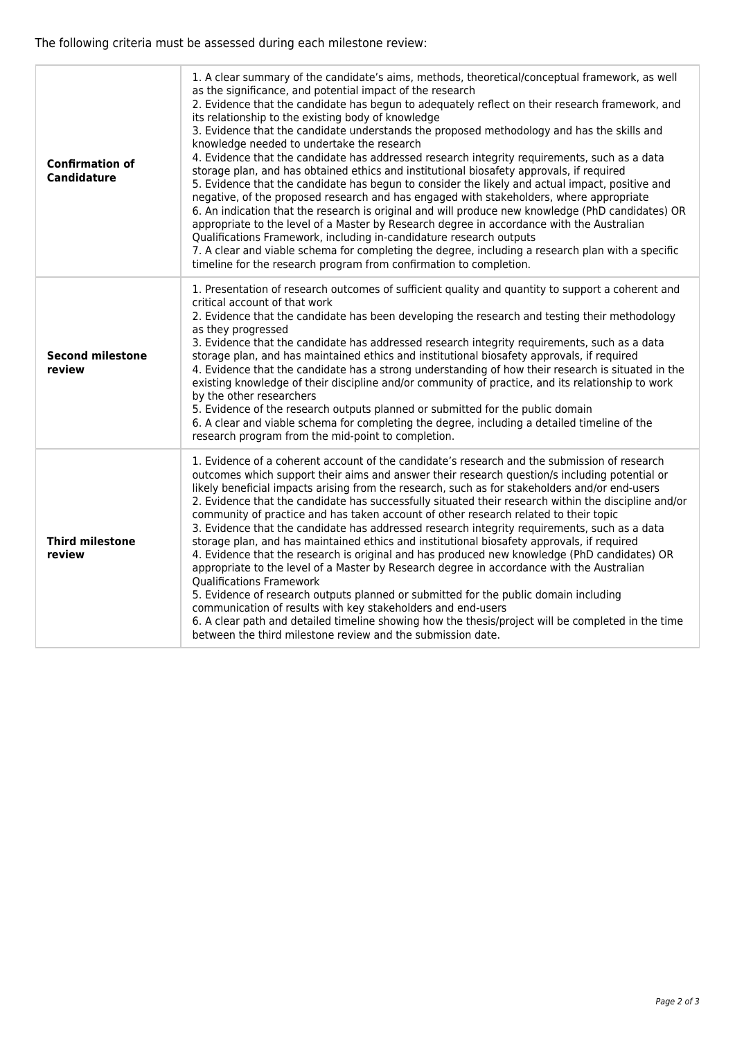The following criteria must be assessed during each milestone review:

| | |
|---|---|
| **Confirmation of Candidature** | 1. A clear summary of the candidate's aims, methods, theoretical/conceptual framework, as well as the significance, and potential impact of the research<br>2. Evidence that the candidate has begun to adequately reflect on their research framework, and its relationship to the existing body of knowledge<br>3. Evidence that the candidate understands the proposed methodology and has the skills and knowledge needed to undertake the research<br>4. Evidence that the candidate has addressed research integrity requirements, such as a data storage plan, and has obtained ethics and institutional biosafety approvals, if required<br>5. Evidence that the candidate has begun to consider the likely and actual impact, positive and negative, of the proposed research and has engaged with stakeholders, where appropriate<br>6. An indication that the research is original and will produce new knowledge (PhD candidates) OR appropriate to the level of a Master by Research degree in accordance with the Australian Qualifications Framework, including in-candidature research outputs<br>7. A clear and viable schema for completing the degree, including a research plan with a specific timeline for the research program from confirmation to completion. |
| **Second milestone review** | 1. Presentation of research outcomes of sufficient quality and quantity to support a coherent and critical account of that work<br>2. Evidence that the candidate has been developing the research and testing their methodology as they progressed<br>3. Evidence that the candidate has addressed research integrity requirements, such as a data storage plan, and has maintained ethics and institutional biosafety approvals, if required<br>4. Evidence that the candidate has a strong understanding of how their research is situated in the existing knowledge of their discipline and/or community of practice, and its relationship to work by the other researchers<br>5. Evidence of the research outputs planned or submitted for the public domain<br>6. A clear and viable schema for completing the degree, including a detailed timeline of the research program from the mid-point to completion. |
| **Third milestone review** | 1. Evidence of a coherent account of the candidate's research and the submission of research outcomes which support their aims and answer their research question/s including potential or likely beneficial impacts arising from the research, such as for stakeholders and/or end-users<br>2. Evidence that the candidate has successfully situated their research within the discipline and/or community of practice and has taken account of other research related to their topic<br>3. Evidence that the candidate has addressed research integrity requirements, such as a data storage plan, and has maintained ethics and institutional biosafety approvals, if required<br>4. Evidence that the research is original and has produced new knowledge (PhD candidates) OR appropriate to the level of a Master by Research degree in accordance with the Australian Qualifications Framework<br>5. Evidence of research outputs planned or submitted for the public domain including communication of results with key stakeholders and end-users<br>6. A clear path and detailed timeline showing how the thesis/project will be completed in the time between the third milestone review and the submission date. |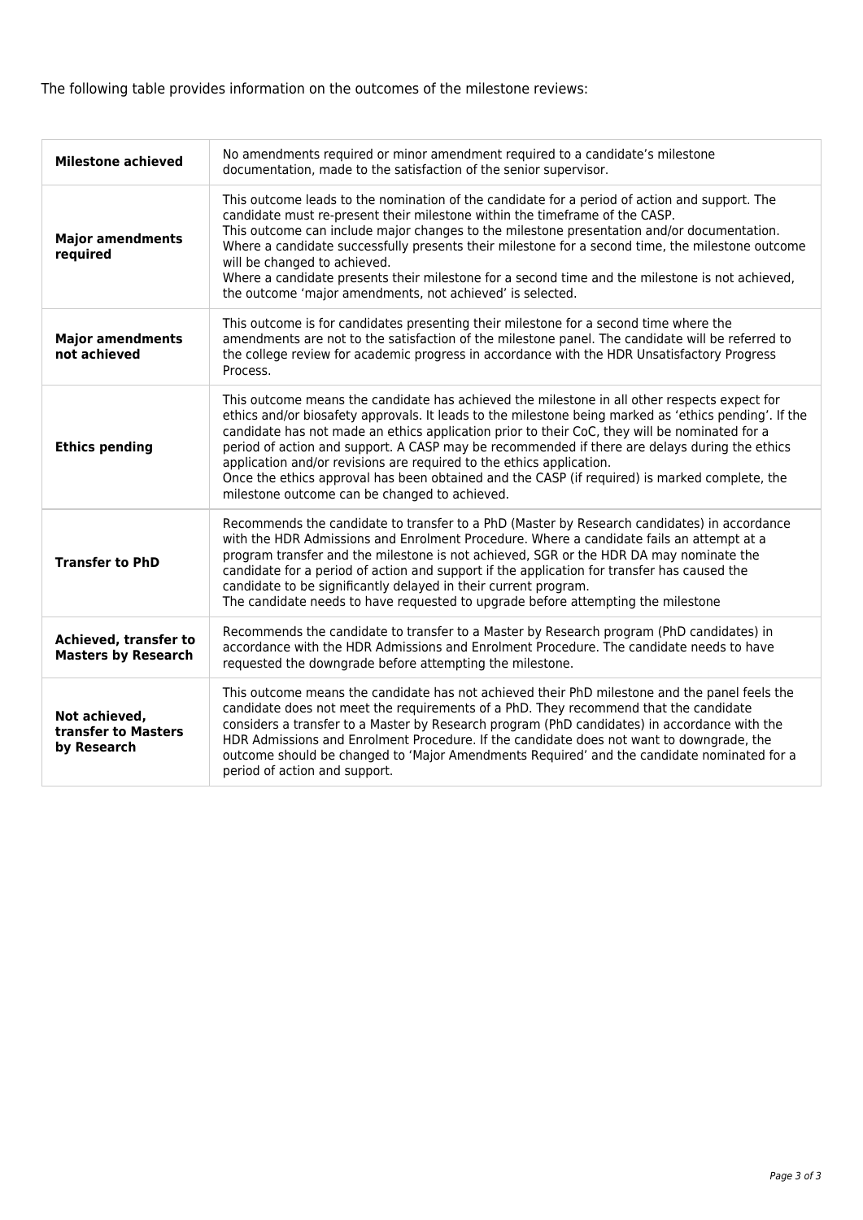The following table provides information on the outcomes of the milestone reviews:

| | |
|---|---|
| **Milestone achieved** | No amendments required or minor amendment required to a candidate's milestone documentation, made to the satisfaction of the senior supervisor. |
| **Major amendments required** | This outcome leads to the nomination of the candidate for a period of action and support. The candidate must re-present their milestone within the timeframe of the CASP.<br>This outcome can include major changes to the milestone presentation and/or documentation.<br>Where a candidate successfully presents their milestone for a second time, the milestone outcome will be changed to achieved.<br>Where a candidate presents their milestone for a second time and the milestone is not achieved, the outcome 'major amendments, not achieved' is selected. |
| **Major amendments not achieved** | This outcome is for candidates presenting their milestone for a second time where the amendments are not to the satisfaction of the milestone panel. The candidate will be referred to the college review for academic progress in accordance with the HDR Unsatisfactory Progress Process. |
| **Ethics pending** | This outcome means the candidate has achieved the milestone in all other respects expect for ethics and/or biosafety approvals. It leads to the milestone being marked as 'ethics pending'. If the candidate has not made an ethics application prior to their CoC, they will be nominated for a period of action and support. A CASP may be recommended if there are delays during the ethics application and/or revisions are required to the ethics application.<br>Once the ethics approval has been obtained and the CASP (if required) is marked complete, the milestone outcome can be changed to achieved. |
| **Transfer to PhD** | Recommends the candidate to transfer to a PhD (Master by Research candidates) in accordance with the HDR Admissions and Enrolment Procedure. Where a candidate fails an attempt at a program transfer and the milestone is not achieved, SGR or the HDR DA may nominate the candidate for a period of action and support if the application for transfer has caused the candidate to be significantly delayed in their current program.<br>The candidate needs to have requested to upgrade before attempting the milestone |
| **Achieved, transfer to Masters by Research** | Recommends the candidate to transfer to a Master by Research program (PhD candidates) in accordance with the HDR Admissions and Enrolment Procedure. The candidate needs to have requested the downgrade before attempting the milestone. |
| **Not achieved, transfer to Masters by Research** | This outcome means the candidate has not achieved their PhD milestone and the panel feels the candidate does not meet the requirements of a PhD. They recommend that the candidate considers a transfer to a Master by Research program (PhD candidates) in accordance with the HDR Admissions and Enrolment Procedure. If the candidate does not want to downgrade, the outcome should be changed to 'Major Amendments Required' and the candidate nominated for a period of action and support. |